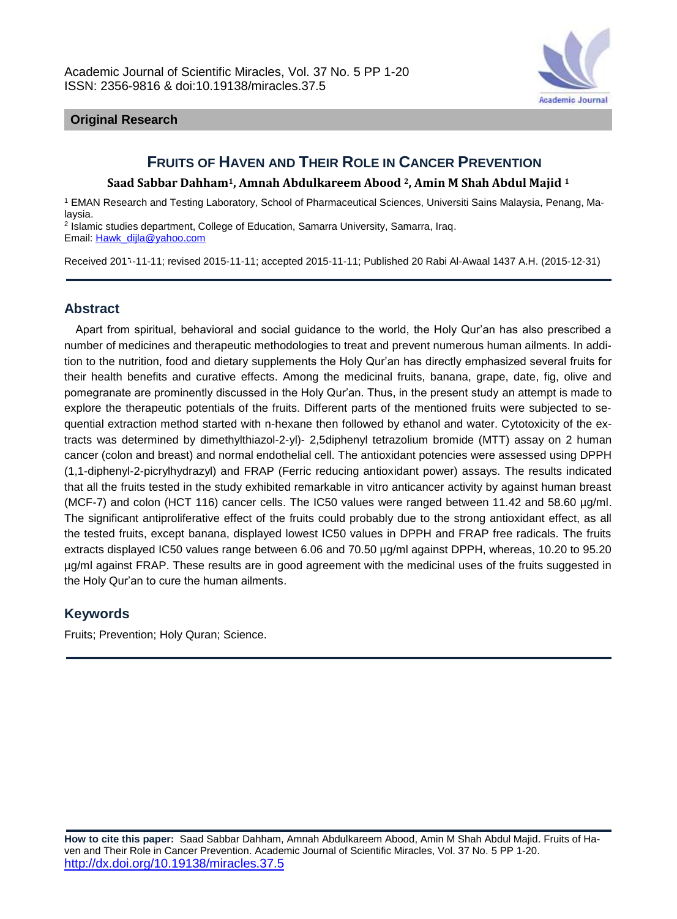**Original Research**

# Fruits of Haven and Their Role in Cancer Prevention

**Saad Sabbar Dahham[1], Amnah Abdulkareem Abood [2], Amin M Shah Abdul Majid [1]**

[1] EMAN Research and Testing Laboratory, School of Pharmaceutical Sciences, Universiti Sains Malaysia, Penang, Malaysia.
[2] Islamic studies department, College of Education, Samarra University, Samarra, Iraq.
Email: Hawk_dijla@yahoo.com

Received 201٦-11-11; revised 2015-11-11; accepted 2015-11-11; Published 20 Rabi Al-Awaal 1437 A.H. (2015-12-31)

## Abstract

Apart from spiritual, behavioral and social guidance to the world, the Holy Qur'an has also prescribed a number of medicines and therapeutic methodologies to treat and prevent numerous human ailments. In addition to the nutrition, food and dietary supplements the Holy Qur'an has directly emphasized several fruits for their health benefits and curative effects. Among the medicinal fruits, banana, grape, date, fig, olive and pomegranate are prominently discussed in the Holy Qur'an. Thus, in the present study an attempt is made to explore the therapeutic potentials of the fruits. Different parts of the mentioned fruits were subjected to sequential extraction method started with n-hexane then followed by ethanol and water. Cytotoxicity of the extracts was determined by dimethylthiazol-2-yl)- 2,5diphenyl tetrazolium bromide (MTT) assay on 2 human cancer (colon and breast) and normal endothelial cell. The antioxidant potencies were assessed using DPPH (1,1-diphenyl-2-picrylhydrazyl) and FRAP (Ferric reducing antioxidant power) assays. The results indicated that all the fruits tested in the study exhibited remarkable in vitro anticancer activity by against human breast (MCF-7) and colon (HCT 116) cancer cells. The IC50 values were ranged between 11.42 and 58.60 µg/ml. The significant antiproliferative effect of the fruits could probably due to the strong antioxidant effect, as all the tested fruits, except banana, displayed lowest IC50 values in DPPH and FRAP free radicals. The fruits extracts displayed IC50 values range between 6.06 and 70.50 µg/ml against DPPH, whereas, 10.20 to 95.20 µg/ml against FRAP. These results are in good agreement with the medicinal uses of the fruits suggested in the Holy Qur'an to cure the human ailments.

## Keywords

Fruits; Prevention; Holy Quran; Science.

**How to cite this paper:** Saad Sabbar Dahham, Amnah Abdulkareem Abood, Amin M Shah Abdul Majid. Fruits of Haven and Their Role in Cancer Prevention. Academic Journal of Scientific Miracles, Vol. 37 No. 5 PP 1-20. http://dx.doi.org/10.19138/miracles.37.5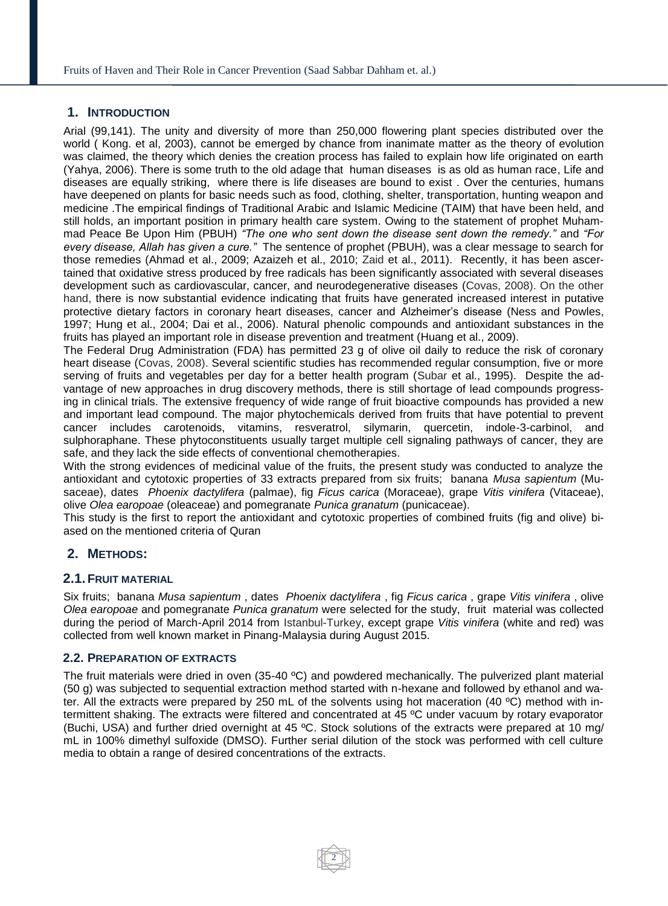## 1. INTRODUCTION

Arial (99,141). The unity and diversity of more than 250,000 flowering plant species distributed over the world ( Kong. et al, 2003), cannot be emerged by chance from inanimate matter as the theory of evolution was claimed, the theory which denies the creation process has failed to explain how life originated on earth (Yahya, 2006). There is some truth to the old adage that human diseases is as old as human race, Life and diseases are equally striking, where there is life diseases are bound to exist . Over the centuries, humans have deepened on plants for basic needs such as food, clothing, shelter, transportation, hunting weapon and medicine .The empirical findings of Traditional Arabic and Islamic Medicine (TAIM) that have been held, and still holds, an important position in primary health care system. Owing to the statement of prophet Muhammad Peace Be Upon Him (PBUH) *"The one who sent down the disease sent down the remedy."* and *"For every disease, Allah has given a cure."* The sentence of prophet (PBUH), was a clear message to search for those remedies (Ahmad et al., 2009; Azaizeh et al., 2010; Zaid et al., 2011). Recently, it has been ascertained that oxidative stress produced by free radicals has been significantly associated with several diseases development such as cardiovascular, cancer, and neurodegenerative diseases (Covas, 2008). On the other hand, there is now substantial evidence indicating that fruits have generated increased interest in putative protective dietary factors in coronary heart diseases, cancer and Alzheimer's disease (Ness and Powles, 1997; Hung et al., 2004; Dai et al., 2006). Natural phenolic compounds and antioxidant substances in the fruits has played an important role in disease prevention and treatment (Huang et al., 2009).

The Federal Drug Administration (FDA) has permitted 23 g of olive oil daily to reduce the risk of coronary heart disease (Covas, 2008). Several scientific studies has recommended regular consumption, five or more serving of fruits and vegetables per day for a better health program (Subar et al., 1995). Despite the advantage of new approaches in drug discovery methods, there is still shortage of lead compounds progressing in clinical trials. The extensive frequency of wide range of fruit bioactive compounds has provided a new and important lead compound. The major phytochemicals derived from fruits that have potential to prevent cancer includes carotenoids, vitamins, resveratrol, silymarin, quercetin, indole-3-carbinol, and sulphoraphane. These phytoconstituents usually target multiple cell signaling pathways of cancer, they are safe, and they lack the side effects of conventional chemotherapies.

With the strong evidences of medicinal value of the fruits, the present study was conducted to analyze the antioxidant and cytotoxic properties of 33 extracts prepared from six fruits; banana *Musa sapientum* (Musaceae), dates *Phoenix dactylifera* (palmae), fig *Ficus carica* (Moraceae), grape *Vitis vinifera* (Vitaceae), olive *Olea earopoae* (oleaceae) and pomegranate *Punica granatum* (punicaceae).

This study is the first to report the antioxidant and cytotoxic properties of combined fruits (fig and olive) biased on the mentioned criteria of Quran

## 2. METHODS:

### 2.1. FRUIT MATERIAL

Six fruits; banana *Musa sapientum* , dates *Phoenix dactylifera* , fig *Ficus carica* , grape *Vitis vinifera* , olive *Olea earopoae* and pomegranate *Punica granatum* were selected for the study, fruit material was collected during the period of March-April 2014 from Istanbul-Turkey, except grape *Vitis vinifera* (white and red) was collected from well known market in Pinang-Malaysia during August 2015.

### 2.2. PREPARATION OF EXTRACTS

The fruit materials were dried in oven (35-40 ºC) and powdered mechanically. The pulverized plant material (50 g) was subjected to sequential extraction method started with n-hexane and followed by ethanol and water. All the extracts were prepared by 250 mL of the solvents using hot maceration (40 ºC) method with intermittent shaking. The extracts were filtered and concentrated at 45 ºC under vacuum by rotary evaporator (Buchi, USA) and further dried overnight at 45 ºC. Stock solutions of the extracts were prepared at 10 mg/ mL in 100% dimethyl sulfoxide (DMSO). Further serial dilution of the stock was performed with cell culture media to obtain a range of desired concentrations of the extracts.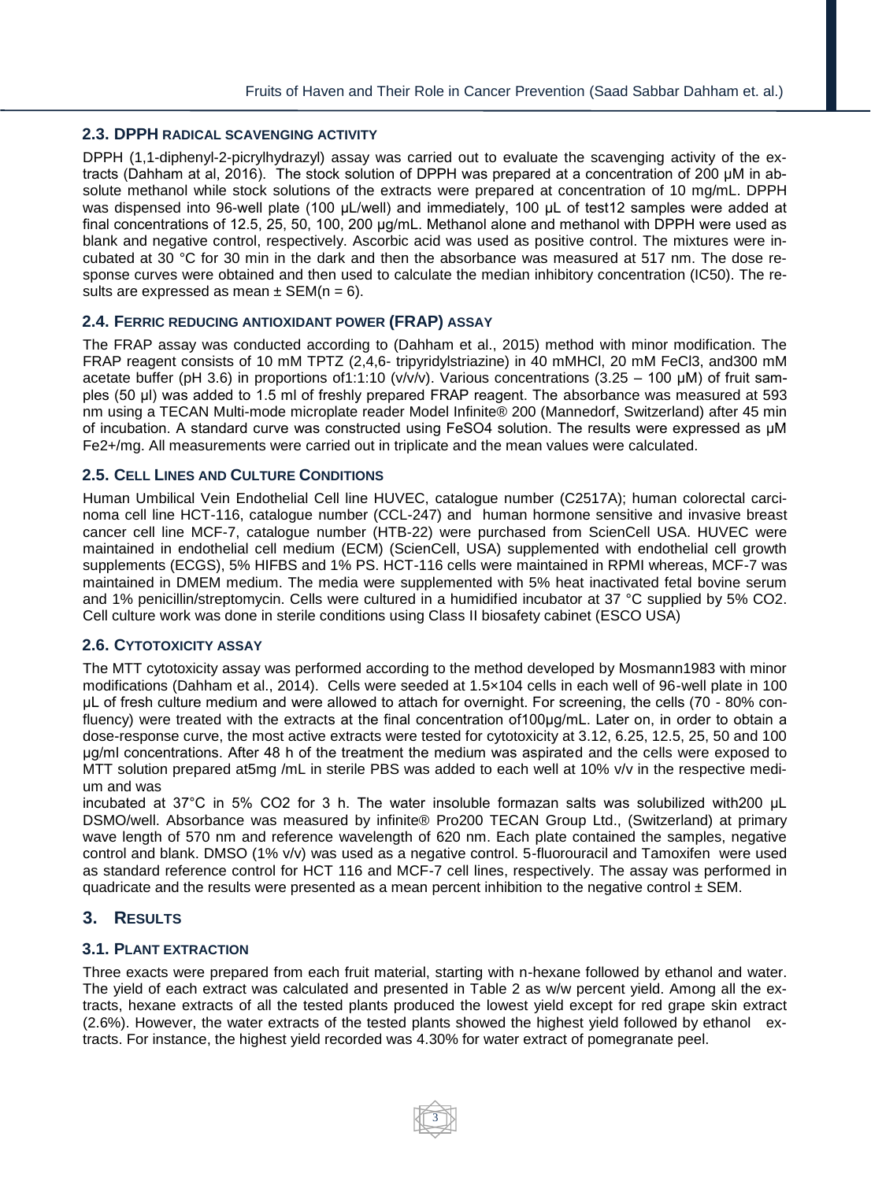### 2.3. DPPH RADICAL SCAVENGING ACTIVITY

DPPH (1,1-diphenyl-2-picrylhydrazyl) assay was carried out to evaluate the scavenging activity of the extracts (Dahham at al, 2016). The stock solution of DPPH was prepared at a concentration of 200 µM in absolute methanol while stock solutions of the extracts were prepared at concentration of 10 mg/mL. DPPH was dispensed into 96-well plate (100 µL/well) and immediately, 100 µL of test12 samples were added at final concentrations of 12.5, 25, 50, 100, 200 µg/mL. Methanol alone and methanol with DPPH were used as blank and negative control, respectively. Ascorbic acid was used as positive control. The mixtures were incubated at 30 °C for 30 min in the dark and then the absorbance was measured at 517 nm. The dose response curves were obtained and then used to calculate the median inhibitory concentration (IC50). The results are expressed as mean ± SEM(n = 6).

### 2.4. FERRIC REDUCING ANTIOXIDANT POWER (FRAP) ASSAY

The FRAP assay was conducted according to (Dahham et al., 2015) method with minor modification. The FRAP reagent consists of 10 mM TPTZ (2,4,6- tripyridylstriazine) in 40 mMHCl, 20 mM $FeCl_3$, and300 mM acetate buffer (pH 3.6) in proportions of1:1:10 (v/v/v). Various concentrations (3.25 – 100 µM) of fruit samples (50 µl) was added to 1.5 ml of freshly prepared FRAP reagent. The absorbance was measured at 593 nm using a TECAN Multi-mode microplate reader Model Infinite® 200 (Mannedorf, Switzerland) after 45 min of incubation. A standard curve was constructed using $FeSO_4$ solution. The results were expressed as µM $Fe^{2+}$/mg. All measurements were carried out in triplicate and the mean values were calculated.

### 2.5. CELL LINES AND CULTURE CONDITIONS

Human Umbilical Vein Endothelial Cell line HUVEC, catalogue number (C2517A); human colorectal carcinoma cell line HCT-116, catalogue number (CCL-247) and human hormone sensitive and invasive breast cancer cell line MCF-7, catalogue number (HTB-22) were purchased from ScienCell USA. HUVEC were maintained in endothelial cell medium (ECM) (ScienCell, USA) supplemented with endothelial cell growth supplements (ECGS), 5% HIFBS and 1% PS. HCT-116 cells were maintained in RPMI whereas, MCF-7 was maintained in DMEM medium. The media were supplemented with 5% heat inactivated fetal bovine serum and 1% penicillin/streptomycin. Cells were cultured in a humidified incubator at 37 °C supplied by 5% $CO_2$. Cell culture work was done in sterile conditions using Class II biosafety cabinet (ESCO USA)

### 2.6. CYTOTOXICITY ASSAY

The MTT cytotoxicity assay was performed according to the method developed by Mosmann1983 with minor modifications (Dahham et al., 2014). Cells were seeded at $1.5 \times 10^4$ cells in each well of 96-well plate in 100 µL of fresh culture medium and were allowed to attach for overnight. For screening, the cells (70 - 80% confluency) were treated with the extracts at the final concentration of100µg/mL. Later on, in order to obtain a dose-response curve, the most active extracts were tested for cytotoxicity at 3.12, 6.25, 12.5, 25, 50 and 100 µg/ml concentrations. After 48 h of the treatment the medium was aspirated and the cells were exposed to MTT solution prepared at5mg /mL in sterile PBS was added to each well at 10% v/v in the respective medium and was

incubated at 37°C in 5% $CO_2$ for 3 h. The water insoluble formazan salts was solubilized with200 µL DSMO/well. Absorbance was measured by infinite® Pro200 TECAN Group Ltd., (Switzerland) at primary wave length of 570 nm and reference wavelength of 620 nm. Each plate contained the samples, negative control and blank. DMSO (1% v/v) was used as a negative control. 5-fluorouracil and Tamoxifen were used as standard reference control for HCT 116 and MCF-7 cell lines, respectively. The assay was performed in quadricate and the results were presented as a mean percent inhibition to the negative control ± SEM.

## 3. RESULTS

### 3.1. PLANT EXTRACTION

Three exacts were prepared from each fruit material, starting with n-hexane followed by ethanol and water. The yield of each extract was calculated and presented in Table 2 as w/w percent yield. Among all the extracts, hexane extracts of all the tested plants produced the lowest yield except for red grape skin extract (2.6%). However, the water extracts of the tested plants showed the highest yield followed by ethanol extracts. For instance, the highest yield recorded was 4.30% for water extract of pomegranate peel.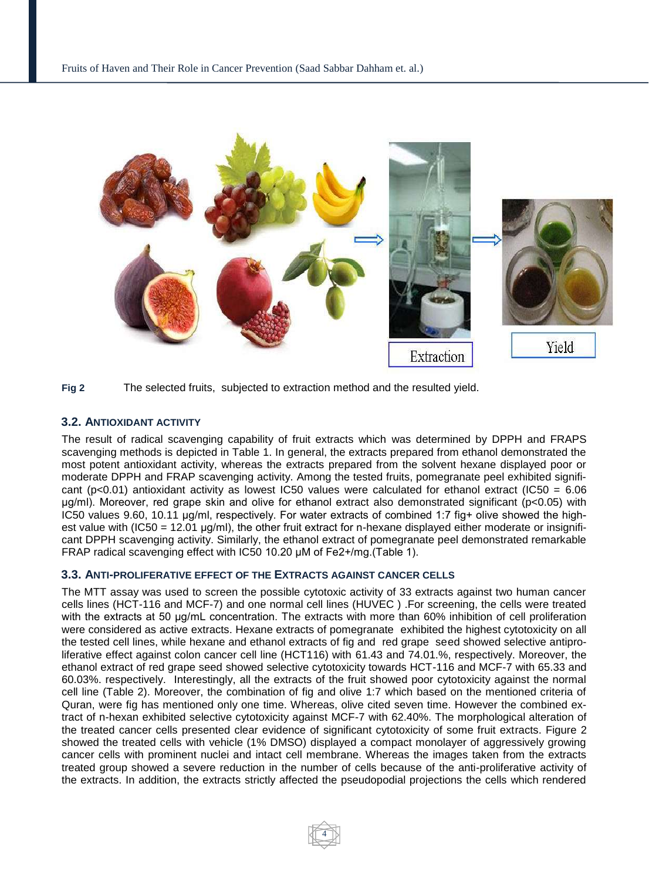Fig 2 The selected fruits, subjected to extraction method and the resulted yield.

### 3.2. ANTIOXIDANT ACTIVITY

The result of radical scavenging capability of fruit extracts which was determined by DPPH and FRAPS scavenging methods is depicted in Table 1. In general, the extracts prepared from ethanol demonstrated the most potent antioxidant activity, whereas the extracts prepared from the solvent hexane displayed poor or moderate DPPH and FRAP scavenging activity. Among the tested fruits, pomegranate peel exhibited significant ($p<0.01$) antioxidant activity as lowest IC50 values were calculated for ethanol extract (IC50 = 6.06 µg/ml). Moreover, red grape skin and olive for ethanol extract also demonstrated significant ($p<0.05$) with IC50 values 9.60, 10.11 µg/ml, respectively. For water extracts of combined 1:7 fig+ olive showed the highest value with (IC50 = 12.01 µg/ml), the other fruit extract for n-hexane displayed either moderate or insignificant DPPH scavenging activity. Similarly, the ethanol extract of pomegranate peel demonstrated remarkable FRAP radical scavenging effect with IC50 10.20 µM of $Fe^{2+}$/mg.(Table 1).

### 3.3. ANTI-PROLIFERATIVE EFFECT OF THE EXTRACTS AGAINST CANCER CELLS

The MTT assay was used to screen the possible cytotoxic activity of 33 extracts against two human cancer cells lines (HCT-116 and MCF-7) and one normal cell lines (HUVEC ) .For screening, the cells were treated with the extracts at 50 µg/mL concentration. The extracts with more than 60% inhibition of cell proliferation were considered as active extracts. Hexane extracts of pomegranate exhibited the highest cytotoxicity on all the tested cell lines, while hexane and ethanol extracts of fig and red grape seed showed selective antiproliferative effect against colon cancer cell line (HCT116) with 61.43 and 74.01.%, respectively. Moreover, the ethanol extract of red grape seed showed selective cytotoxicity towards HCT-116 and MCF-7 with 65.33 and 60.03%. respectively. Interestingly, all the extracts of the fruit showed poor cytotoxicity against the normal cell line (Table 2). Moreover, the combination of fig and olive 1:7 which based on the mentioned criteria of Quran, were fig has mentioned only one time. Whereas, olive cited seven time. However the combined extract of n-hexan exhibited selective cytotoxicity against MCF-7 with 62.40%. The morphological alteration of the treated cancer cells presented clear evidence of significant cytotoxicity of some fruit extracts. Figure 2 showed the treated cells with vehicle (1% DMSO) displayed a compact monolayer of aggressively growing cancer cells with prominent nuclei and intact cell membrane. Whereas the images taken from the extracts treated group showed a severe reduction in the number of cells because of the anti-proliferative activity of the extracts. In addition, the extracts strictly affected the pseudopodial projections the cells which rendered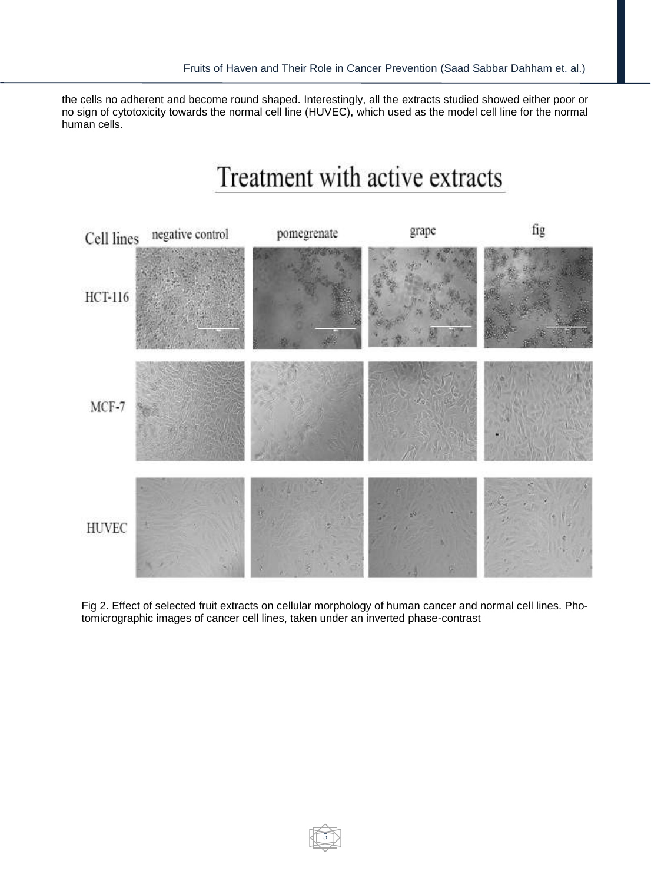the cells no adherent and become round shaped. Interestingly, all the extracts studied showed either poor or no sign of cytotoxicity towards the normal cell line (HUVEC), which used as the model cell line for the normal human cells.

Fig 2. Effect of selected fruit extracts on cellular morphology of human cancer and normal cell lines. Photomicrographic images of cancer cell lines, taken under an inverted phase-contrast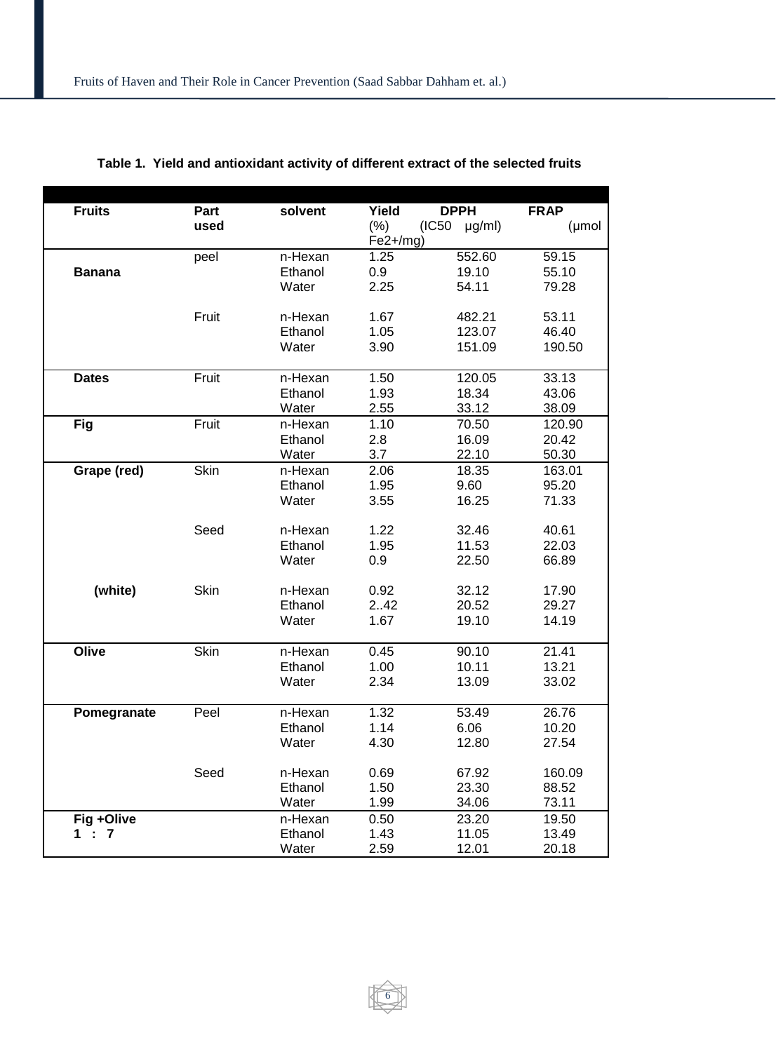**Table 1. Yield and antioxidant activity of different extract of the selected fruits**

| Fruits | Part used | solvent | Yield (%) | DPPH (IC50 µg/ml) | FRAP (µmol $Fe^{2+}$/mg) |
|---|---|---|---|---|---|
| Banana | peel | n-Hexan | 1.25 | 552.60 | 59.15 |
| | | Ethanol | 0.9 | 19.10 | 55.10 |
| | | Water | 2.25 | 54.11 | 79.28 |
| | Fruit | n-Hexan | 1.67 | 482.21 | 53.11 |
| | | Ethanol | 1.05 | 123.07 | 46.40 |
| | | Water | 3.90 | 151.09 | 190.50 |
| Dates | Fruit | n-Hexan | 1.50 | 120.05 | 33.13 |
| | | Ethanol | 1.93 | 18.34 | 43.06 |
| | | Water | 2.55 | 33.12 | 38.09 |
| Fig | Fruit | n-Hexan | 1.10 | 70.50 | 120.90 |
| | | Ethanol | 2.8 | 16.09 | 20.42 |
| | | Water | 3.7 | 22.10 | 50.30 |
| Grape (red) | Skin | n-Hexan | 2.06 | 18.35 | 163.01 |
| | | Ethanol | 1.95 | 9.60 | 95.20 |
| | | Water | 3.55 | 16.25 | 71.33 |
| | Seed | n-Hexan | 1.22 | 32.46 | 40.61 |
| | | Ethanol | 1.95 | 11.53 | 22.03 |
| | | Water | 0.9 | 22.50 | 66.89 |
| (white) | Skin | n-Hexan | 0.92 | 32.12 | 17.90 |
| | | Ethanol | 2..42 | 20.52 | 29.27 |
| | | Water | 1.67 | 19.10 | 14.19 |
| Olive | Skin | n-Hexan | 0.45 | 90.10 | 21.41 |
| | | Ethanol | 1.00 | 10.11 | 13.21 |
| | | Water | 2.34 | 13.09 | 33.02 |
| Pomegranate | Peel | n-Hexan | 1.32 | 53.49 | 26.76 |
| | | Ethanol | 1.14 | 6.06 | 10.20 |
| | | Water | 4.30 | 12.80 | 27.54 |
| | Seed | n-Hexan | 0.69 | 67.92 | 160.09 |
| | | Ethanol | 1.50 | 23.30 | 88.52 |
| | | Water | 1.99 | 34.06 | 73.11 |
| Fig +Olive 1 : 7 | | n-Hexan | 0.50 | 23.20 | 19.50 |
| | | Ethanol | 1.43 | 11.05 | 13.49 |
| | | Water | 2.59 | 12.01 | 20.18 |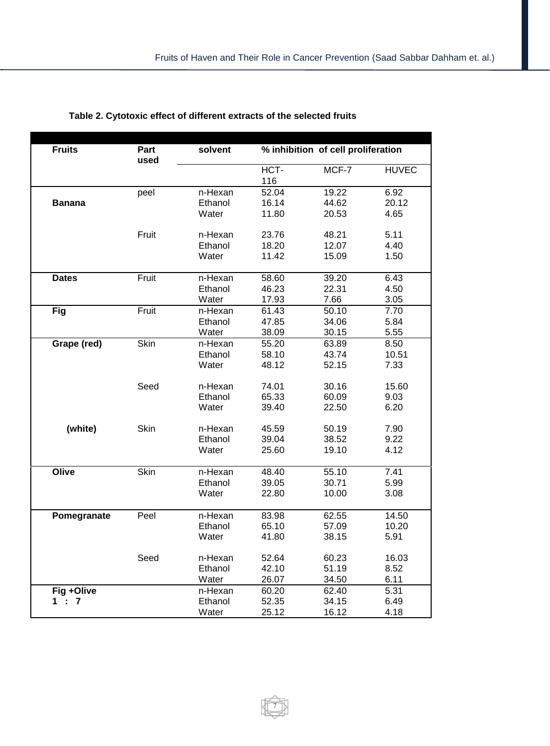**Table 2. Cytotoxic effect of different extracts of the selected fruits**

| Fruits | Part used | solvent | % inhibition of cell proliferation | | |
|---|---|---|---|---|---|
| | | | HCT-116 | MCF-7 | HUVEC |
| Banana | peel | n-Hexan | 52.04 | 19.22 | 6.92 |
| | | Ethanol | 16.14 | 44.62 | 20.12 |
| | | Water | 11.80 | 20.53 | 4.65 |
| | Fruit | n-Hexan | 23.76 | 48.21 | 5.11 |
| | | Ethanol | 18.20 | 12.07 | 4.40 |
| | | Water | 11.42 | 15.09 | 1.50 |
| Dates | Fruit | n-Hexan | 58.60 | 39.20 | 6.43 |
| | | Ethanol | 46.23 | 22.31 | 4.50 |
| | | Water | 17.93 | 7.66 | 3.05 |
| Fig | Fruit | n-Hexan | 61.43 | 50.10 | 7.70 |
| | | Ethanol | 47.85 | 34.06 | 5.84 |
| | | Water | 38.09 | 30.15 | 5.55 |
| Grape (red) | Skin | n-Hexan | 55.20 | 63.89 | 8.50 |
| | | Ethanol | 58.10 | 43.74 | 10.51 |
| | | Water | 48.12 | 52.15 | 7.33 |
| | Seed | n-Hexan | 74.01 | 30.16 | 15.60 |
| | | Ethanol | 65.33 | 60.09 | 9.03 |
| | | Water | 39.40 | 22.50 | 6.20 |
| (white) | Skin | n-Hexan | 45.59 | 50.19 | 7.90 |
| | | Ethanol | 39.04 | 38.52 | 9.22 |
| | | Water | 25.60 | 19.10 | 4.12 |
| Olive | Skin | n-Hexan | 48.40 | 55.10 | 7.41 |
| | | Ethanol | 39.05 | 30.71 | 5.99 |
| | | Water | 22.80 | 10.00 | 3.08 |
| Pomegranate | Peel | n-Hexan | 83.98 | 62.55 | 14.50 |
| | | Ethanol | 65.10 | 57.09 | 10.20 |
| | | Water | 41.80 | 38.15 | 5.91 |
| | Seed | n-Hexan | 52.64 | 60.23 | 16.03 |
| | | Ethanol | 42.10 | 51.19 | 8.52 |
| | | Water | 26.07 | 34.50 | 6.11 |
| Fig +Olive 1 : 7 | | n-Hexan | 60.20 | 62.40 | 5.31 |
| | | Ethanol | 52.35 | 34.15 | 6.49 |
| | | Water | 25.12 | 16.12 | 4.18 |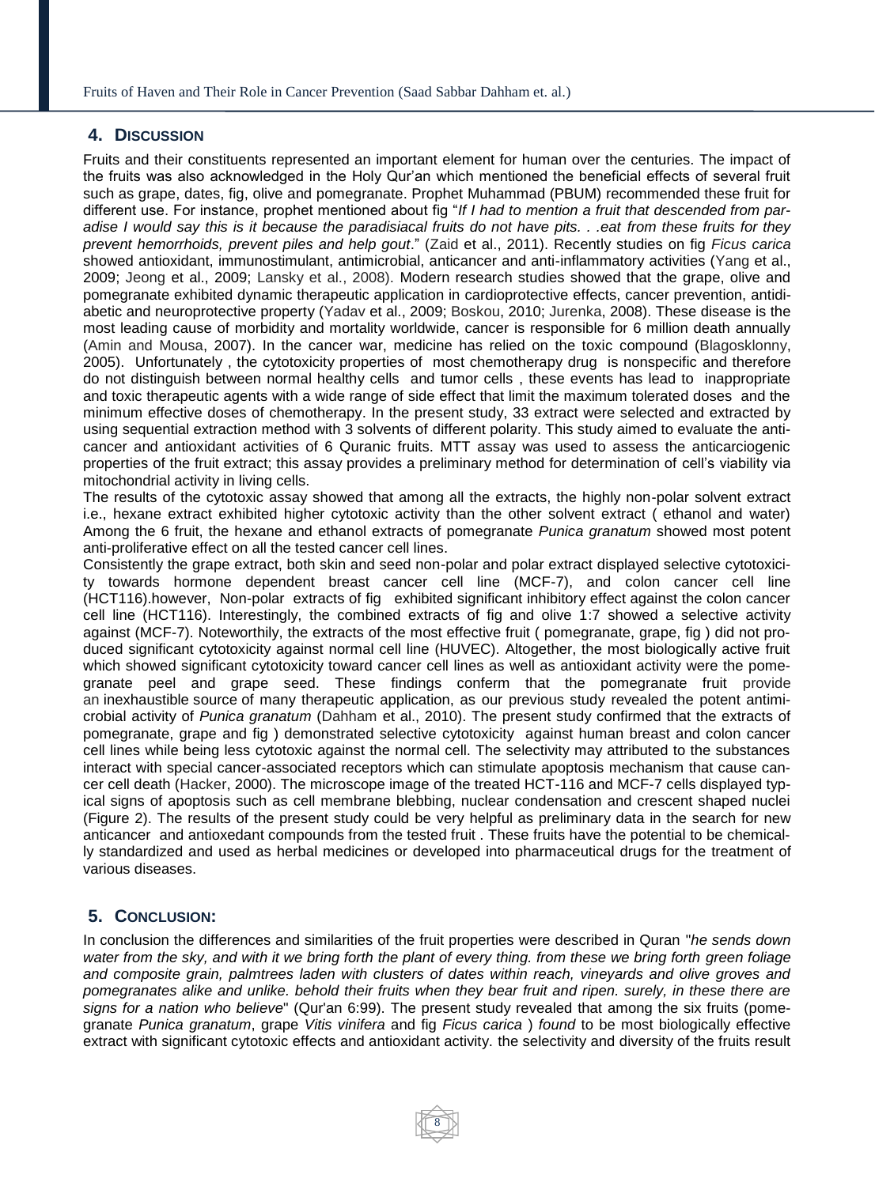## 4. Discussion

Fruits and their constituents represented an important element for human over the centuries. The impact of the fruits was also acknowledged in the Holy Qur'an which mentioned the beneficial effects of several fruit such as grape, dates, fig, olive and pomegranate. Prophet Muhammad (PBUM) recommended these fruit for different use. For instance, prophet mentioned about fig "*If I had to mention a fruit that descended from paradise I would say this is it because the paradisiacal fruits do not have pits. . .eat from these fruits for they prevent hemorrhoids, prevent piles and help gout*." (Zaid et al., 2011). Recently studies on fig *Ficus carica* showed antioxidant, immunostimulant, antimicrobial, anticancer and anti-inflammatory activities (Yang et al., 2009; Jeong et al., 2009; Lansky et al., 2008). Modern research studies showed that the grape, olive and pomegranate exhibited dynamic therapeutic application in cardioprotective effects, cancer prevention, antidiabetic and neuroprotective property (Yadav et al., 2009; Boskou, 2010; Jurenka, 2008). These disease is the most leading cause of morbidity and mortality worldwide, cancer is responsible for 6 million death annually (Amin and Mousa, 2007). In the cancer war, medicine has relied on the toxic compound (Blagosklonny, 2005). Unfortunately , the cytotoxicity properties of most chemotherapy drug is nonspecific and therefore do not distinguish between normal healthy cells and tumor cells , these events has lead to inappropriate and toxic therapeutic agents with a wide range of side effect that limit the maximum tolerated doses and the minimum effective doses of chemotherapy. In the present study, 33 extract were selected and extracted by using sequential extraction method with 3 solvents of different polarity. This study aimed to evaluate the anticancer and antioxidant activities of 6 Quranic fruits. MTT assay was used to assess the anticarciogenic properties of the fruit extract; this assay provides a preliminary method for determination of cell's viability via mitochondrial activity in living cells.

The results of the cytotoxic assay showed that among all the extracts, the highly non-polar solvent extract i.e., hexane extract exhibited higher cytotoxic activity than the other solvent extract ( ethanol and water) Among the 6 fruit, the hexane and ethanol extracts of pomegranate *Punica granatum* showed most potent anti-proliferative effect on all the tested cancer cell lines.

Consistently the grape extract, both skin and seed non-polar and polar extract displayed selective cytotoxicity towards hormone dependent breast cancer cell line (MCF-7), and colon cancer cell line (HCT116).however, Non-polar extracts of fig exhibited significant inhibitory effect against the colon cancer cell line (HCT116). Interestingly, the combined extracts of fig and olive 1:7 showed a selective activity against (MCF-7). Noteworthily, the extracts of the most effective fruit ( pomegranate, grape, fig ) did not produced significant cytotoxicity against normal cell line (HUVEC). Altogether, the most biologically active fruit which showed significant cytotoxicity toward cancer cell lines as well as antioxidant activity were the pomegranate peel and grape seed. These findings conferm that the pomegranate fruit provide an inexhaustible source of many therapeutic application, as our previous study revealed the potent antimicrobial activity of *Punica granatum* (Dahham et al., 2010). The present study confirmed that the extracts of pomegranate, grape and fig ) demonstrated selective cytotoxicity against human breast and colon cancer cell lines while being less cytotoxic against the normal cell. The selectivity may attributed to the substances interact with special cancer-associated receptors which can stimulate apoptosis mechanism that cause cancer cell death (Hacker, 2000). The microscope image of the treated HCT-116 and MCF-7 cells displayed typical signs of apoptosis such as cell membrane blebbing, nuclear condensation and crescent shaped nuclei (Figure 2). The results of the present study could be very helpful as preliminary data in the search for new anticancer and antioxedant compounds from the tested fruit . These fruits have the potential to be chemically standardized and used as herbal medicines or developed into pharmaceutical drugs for the treatment of various diseases.

## 5. Conclusion:

In conclusion the differences and similarities of the fruit properties were described in Quran "*he sends down water from the sky, and with it we bring forth the plant of every thing. from these we bring forth green foliage and composite grain, palmtrees laden with clusters of dates within reach, vineyards and olive groves and pomegranates alike and unlike. behold their fruits when they bear fruit and ripen. surely, in these there are signs for a nation who believe*" (Qur'an 6:99). The present study revealed that among the six fruits (pomegranate *Punica granatum*, grape *Vitis vinifera* and fig *Ficus carica* ) *found* to be most biologically effective extract with significant cytotoxic effects and antioxidant activity. the selectivity and diversity of the fruits result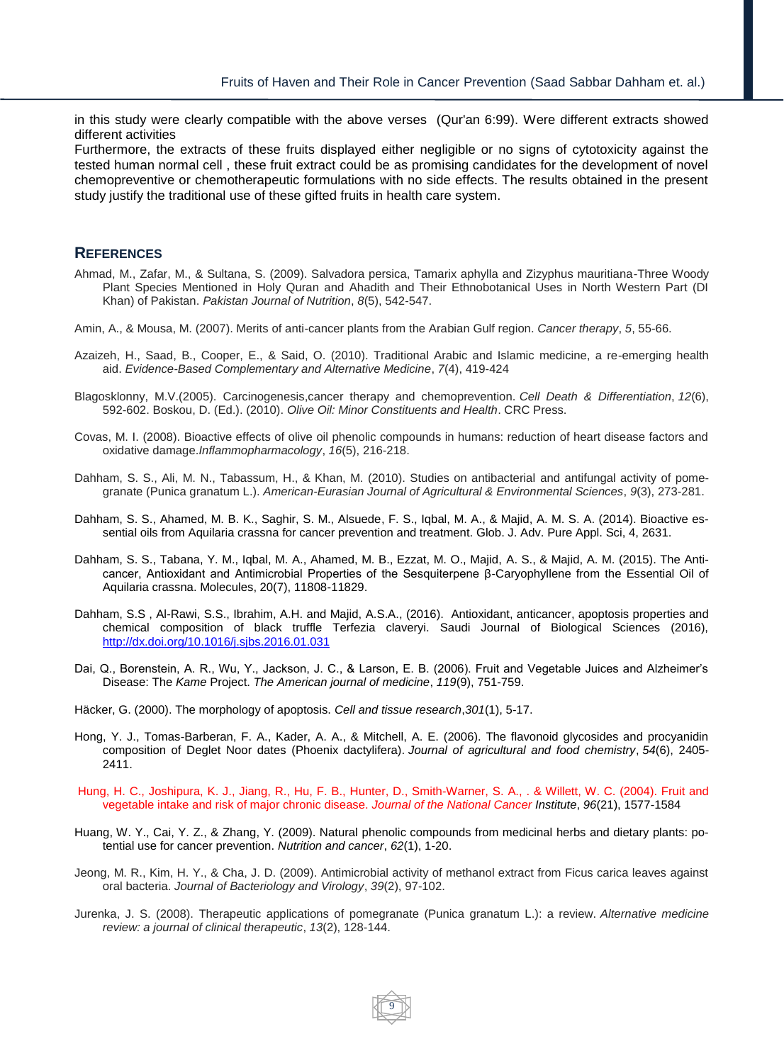in this study were clearly compatible with the above verses (Qur'an 6:99). Were different extracts showed different activities

Furthermore, the extracts of these fruits displayed either negligible or no signs of cytotoxicity against the tested human normal cell , these fruit extract could be as promising candidates for the development of novel chemopreventive or chemotherapeutic formulations with no side effects. The results obtained in the present study justify the traditional use of these gifted fruits in health care system.

## REFERENCES

Ahmad, M., Zafar, M., & Sultana, S. (2009). Salvadora persica, Tamarix aphylla and Zizyphus mauritiana-Three Woody Plant Species Mentioned in Holy Quran and Ahadith and Their Ethnobotanical Uses in North Western Part (DI Khan) of Pakistan. *Pakistan Journal of Nutrition*, *8*(5), 542-547.

Amin, A., & Mousa, M. (2007). Merits of anti-cancer plants from the Arabian Gulf region. *Cancer therapy*, *5*, 55-66.

Azaizeh, H., Saad, B., Cooper, E., & Said, O. (2010). Traditional Arabic and Islamic medicine, a re-emerging health aid. *Evidence-Based Complementary and Alternative Medicine*, *7*(4), 419-424

Blagosklonny, M.V.(2005). Carcinogenesis,cancer therapy and chemoprevention. *Cell Death & Differentiation*, *12*(6), 592-602. Boskou, D. (Ed.). (2010). *Olive Oil: Minor Constituents and Health*. CRC Press.

Covas, M. I. (2008). Bioactive effects of olive oil phenolic compounds in humans: reduction of heart disease factors and oxidative damage.*Inflammopharmacology*, *16*(5), 216-218.

Dahham, S. S., Ali, M. N., Tabassum, H., & Khan, M. (2010). Studies on antibacterial and antifungal activity of pomegranate (Punica granatum L.). *American-Eurasian Journal of Agricultural & Environmental Sciences*, *9*(3), 273-281.

Dahham, S. S., Ahamed, M. B. K., Saghir, S. M., Alsuede, F. S., Iqbal, M. A., & Majid, A. M. S. A. (2014). Bioactive essential oils from Aquilaria crassna for cancer prevention and treatment. Glob. J. Adv. Pure Appl. Sci, 4, 2631.

Dahham, S. S., Tabana, Y. M., Iqbal, M. A., Ahamed, M. B., Ezzat, M. O., Majid, A. S., & Majid, A. M. (2015). The Anticancer, Antioxidant and Antimicrobial Properties of the Sesquiterpene β-Caryophyllene from the Essential Oil of Aquilaria crassna. Molecules, 20(7), 11808-11829.

Dahham, S.S , Al-Rawi, S.S., Ibrahim, A.H. and Majid, A.S.A., (2016). Antioxidant, anticancer, apoptosis properties and chemical composition of black truffle Terfezia claveryi. Saudi Journal of Biological Sciences (2016), http://dx.doi.org/10.1016/j.sjbs.2016.01.031

Dai, Q., Borenstein, A. R., Wu, Y., Jackson, J. C., & Larson, E. B. (2006). Fruit and Vegetable Juices and Alzheimer's Disease: The *Kame* Project. *The American journal of medicine*, *119*(9), 751-759.

Häcker, G. (2000). The morphology of apoptosis. *Cell and tissue research*,*301*(1), 5-17.

Hong, Y. J., Tomas-Barberan, F. A., Kader, A. A., & Mitchell, A. E. (2006). The flavonoid glycosides and procyanidin composition of Deglet Noor dates (Phoenix dactylifera). *Journal of agricultural and food chemistry*, *54*(6), 2405-2411.

Hung, H. C., Joshipura, K. J., Jiang, R., Hu, F. B., Hunter, D., Smith-Warner, S. A., . & Willett, W. C. (2004). Fruit and vegetable intake and risk of major chronic disease. *Journal of the National Cancer Institute*, *96*(21), 1577-1584

Huang, W. Y., Cai, Y. Z., & Zhang, Y. (2009). Natural phenolic compounds from medicinal herbs and dietary plants: potential use for cancer prevention. *Nutrition and cancer*, *62*(1), 1-20.

Jeong, M. R., Kim, H. Y., & Cha, J. D. (2009). Antimicrobial activity of methanol extract from Ficus carica leaves against oral bacteria. *Journal of Bacteriology and Virology*, *39*(2), 97-102.

Jurenka, J. S. (2008). Therapeutic applications of pomegranate (Punica granatum L.): a review. *Alternative medicine review: a journal of clinical therapeutic*, *13*(2), 128-144.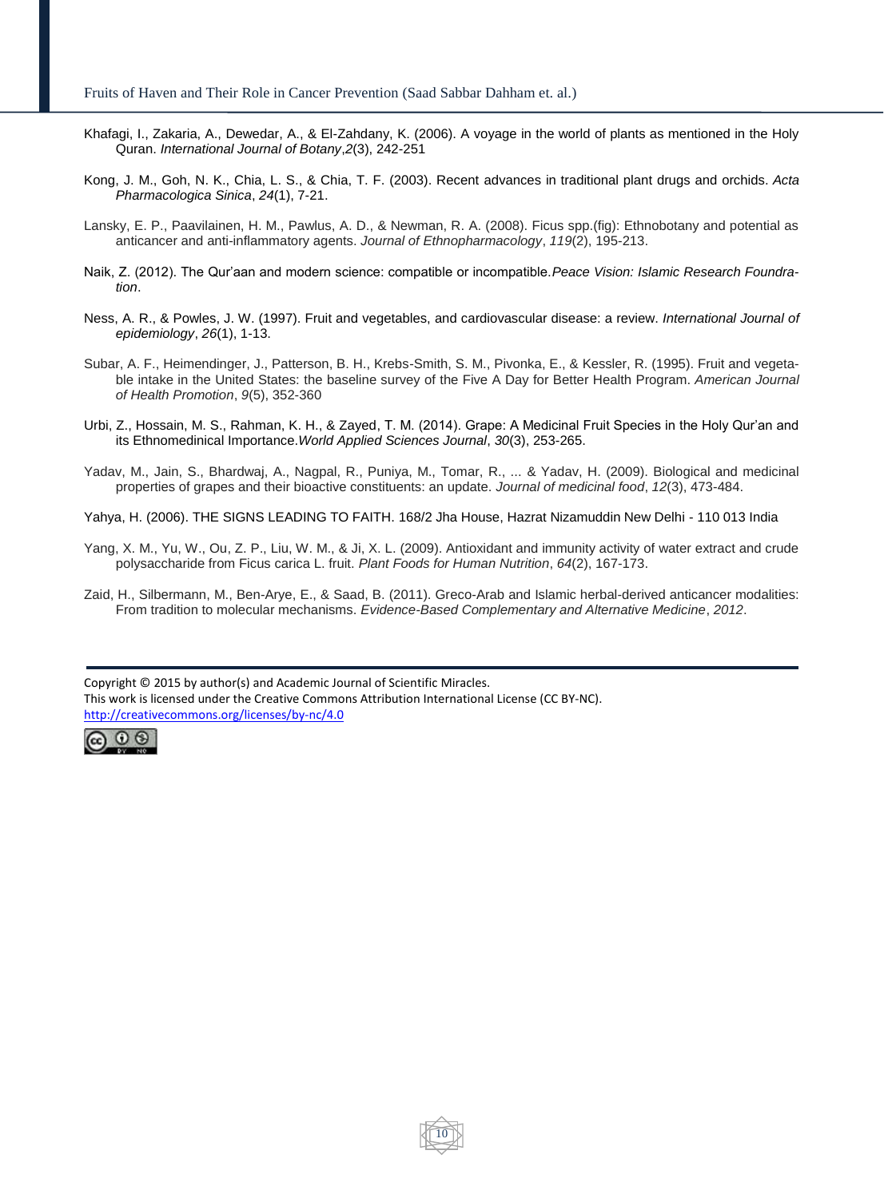Khafagi, I., Zakaria, A., Dewedar, A., & El-Zahdany, K. (2006). A voyage in the world of plants as mentioned in the Holy Quran. *International Journal of Botany*,*2*(3), 242-251

Kong, J. M., Goh, N. K., Chia, L. S., & Chia, T. F. (2003). Recent advances in traditional plant drugs and orchids. *Acta Pharmacologica Sinica*, *24*(1), 7-21.

Lansky, E. P., Paavilainen, H. M., Pawlus, A. D., & Newman, R. A. (2008). Ficus spp.(fig): Ethnobotany and potential as anticancer and anti-inflammatory agents. *Journal of Ethnopharmacology*, *119*(2), 195-213.

Naik, Z. (2012). The Qur'aan and modern science: compatible or incompatible.*Peace Vision: Islamic Research Foundration*.

Ness, A. R., & Powles, J. W. (1997). Fruit and vegetables, and cardiovascular disease: a review. *International Journal of epidemiology*, *26*(1), 1-13.

Subar, A. F., Heimendinger, J., Patterson, B. H., Krebs-Smith, S. M., Pivonka, E., & Kessler, R. (1995). Fruit and vegetable intake in the United States: the baseline survey of the Five A Day for Better Health Program. *American Journal of Health Promotion*, *9*(5), 352-360

Urbi, Z., Hossain, M. S., Rahman, K. H., & Zayed, T. M. (2014). Grape: A Medicinal Fruit Species in the Holy Qur'an and its Ethnomedinical Importance.*World Applied Sciences Journal*, *30*(3), 253-265.

Yadav, M., Jain, S., Bhardwaj, A., Nagpal, R., Puniya, M., Tomar, R., ... & Yadav, H. (2009). Biological and medicinal properties of grapes and their bioactive constituents: an update. *Journal of medicinal food*, *12*(3), 473-484.

Yahya, H. (2006). THE SIGNS LEADING TO FAITH. 168/2 Jha House, Hazrat Nizamuddin New Delhi - 110 013 India

Yang, X. M., Yu, W., Ou, Z. P., Liu, W. M., & Ji, X. L. (2009). Antioxidant and immunity activity of water extract and crude polysaccharide from Ficus carica L. fruit. *Plant Foods for Human Nutrition*, *64*(2), 167-173.

Zaid, H., Silbermann, M., Ben-Arye, E., & Saad, B. (2011). Greco-Arab and Islamic herbal-derived anticancer modalities: From tradition to molecular mechanisms. *Evidence-Based Complementary and Alternative Medicine*, *2012*.

Copyright © 2015 by author(s) and Academic Journal of Scientific Miracles.
This work is licensed under the Creative Commons Attribution International License (CC BY-NC).
http://creativecommons.org/licenses/by-nc/4.0